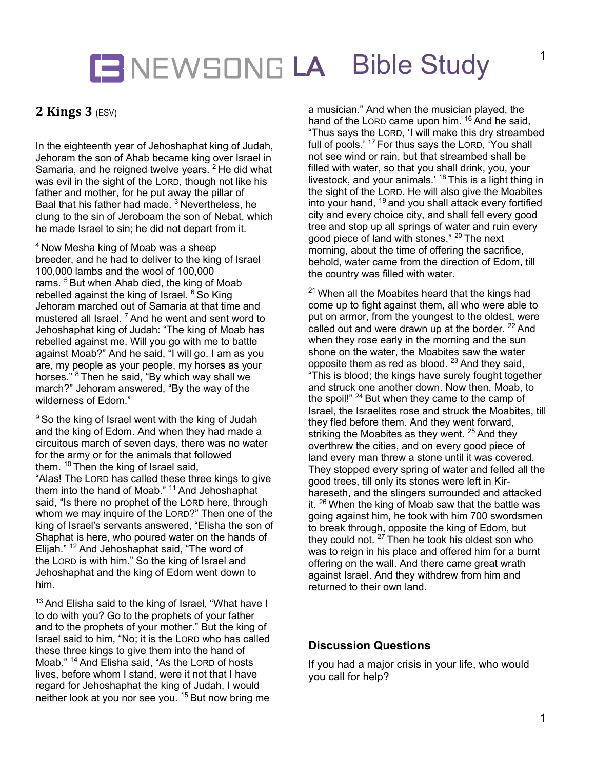# NEWSONG LA Bible Study

## 2 Kings 3 (ESV)

In the eighteenth year of Jehoshaphat king of Judah, Jehoram the son of Ahab became king over Israel in Samaria, and he reigned twelve years. [2] He did what was evil in the sight of the LORD, though not like his father and mother, for he put away the pillar of Baal that his father had made. [3] Nevertheless, he clung to the sin of Jeroboam the son of Nebat, which he made Israel to sin; he did not depart from it.

[4] Now Mesha king of Moab was a sheep breeder, and he had to deliver to the king of Israel 100,000 lambs and the wool of 100,000 rams. [5] But when Ahab died, the king of Moab rebelled against the king of Israel. [6] So King Jehoram marched out of Samaria at that time and mustered all Israel. [7] And he went and sent word to Jehoshaphat king of Judah: "The king of Moab has rebelled against me. Will you go with me to battle against Moab?" And he said, "I will go. I am as you are, my people as your people, my horses as your horses." [8] Then he said, "By which way shall we march?" Jehoram answered, "By the way of the wilderness of Edom."

[9] So the king of Israel went with the king of Judah and the king of Edom. And when they had made a circuitous march of seven days, there was no water for the army or for the animals that followed them. [10] Then the king of Israel said, "Alas! The LORD has called these three kings to give them into the hand of Moab." [11] And Jehoshaphat said, "Is there no prophet of the LORD here, through whom we may inquire of the LORD?" Then one of the king of Israel's servants answered, "Elisha the son of Shaphat is here, who poured water on the hands of Elijah." [12] And Jehoshaphat said, "The word of the LORD is with him." So the king of Israel and Jehoshaphat and the king of Edom went down to him.

[13] And Elisha said to the king of Israel, "What have I to do with you? Go to the prophets of your father and to the prophets of your mother." But the king of Israel said to him, "No; it is the LORD who has called these three kings to give them into the hand of Moab." [14] And Elisha said, "As the LORD of hosts lives, before whom I stand, were it not that I have regard for Jehoshaphat the king of Judah, I would neither look at you nor see you. [15] But now bring me a musician." And when the musician played, the hand of the LORD came upon him. [16] And he said, "Thus says the LORD, 'I will make this dry streambed full of pools.' [17] For thus says the LORD, 'You shall not see wind or rain, but that streambed shall be filled with water, so that you shall drink, you, your livestock, and your animals.' [18] This is a light thing in the sight of the LORD. He will also give the Moabites into your hand, [19] and you shall attack every fortified city and every choice city, and shall fell every good tree and stop up all springs of water and ruin every good piece of land with stones." [20] The next morning, about the time of offering the sacrifice, behold, water came from the direction of Edom, till the country was filled with water.

[21] When all the Moabites heard that the kings had come up to fight against them, all who were able to put on armor, from the youngest to the oldest, were called out and were drawn up at the border. [22] And when they rose early in the morning and the sun shone on the water, the Moabites saw the water opposite them as red as blood. [23] And they said, "This is blood; the kings have surely fought together and struck one another down. Now then, Moab, to the spoil!" [24] But when they came to the camp of Israel, the Israelites rose and struck the Moabites, till they fled before them. And they went forward, striking the Moabites as they went. [25] And they overthrew the cities, and on every good piece of land every man threw a stone until it was covered. They stopped every spring of water and felled all the good trees, till only its stones were left in Kir-hareseth, and the slingers surrounded and attacked it. [26] When the king of Moab saw that the battle was going against him, he took with him 700 swordsmen to break through, opposite the king of Edom, but they could not. [27] Then he took his oldest son who was to reign in his place and offered him for a burnt offering on the wall. And there came great wrath against Israel. And they withdrew from him and returned to their own land.

### Discussion Questions

If you had a major crisis in your life, who would you call for help?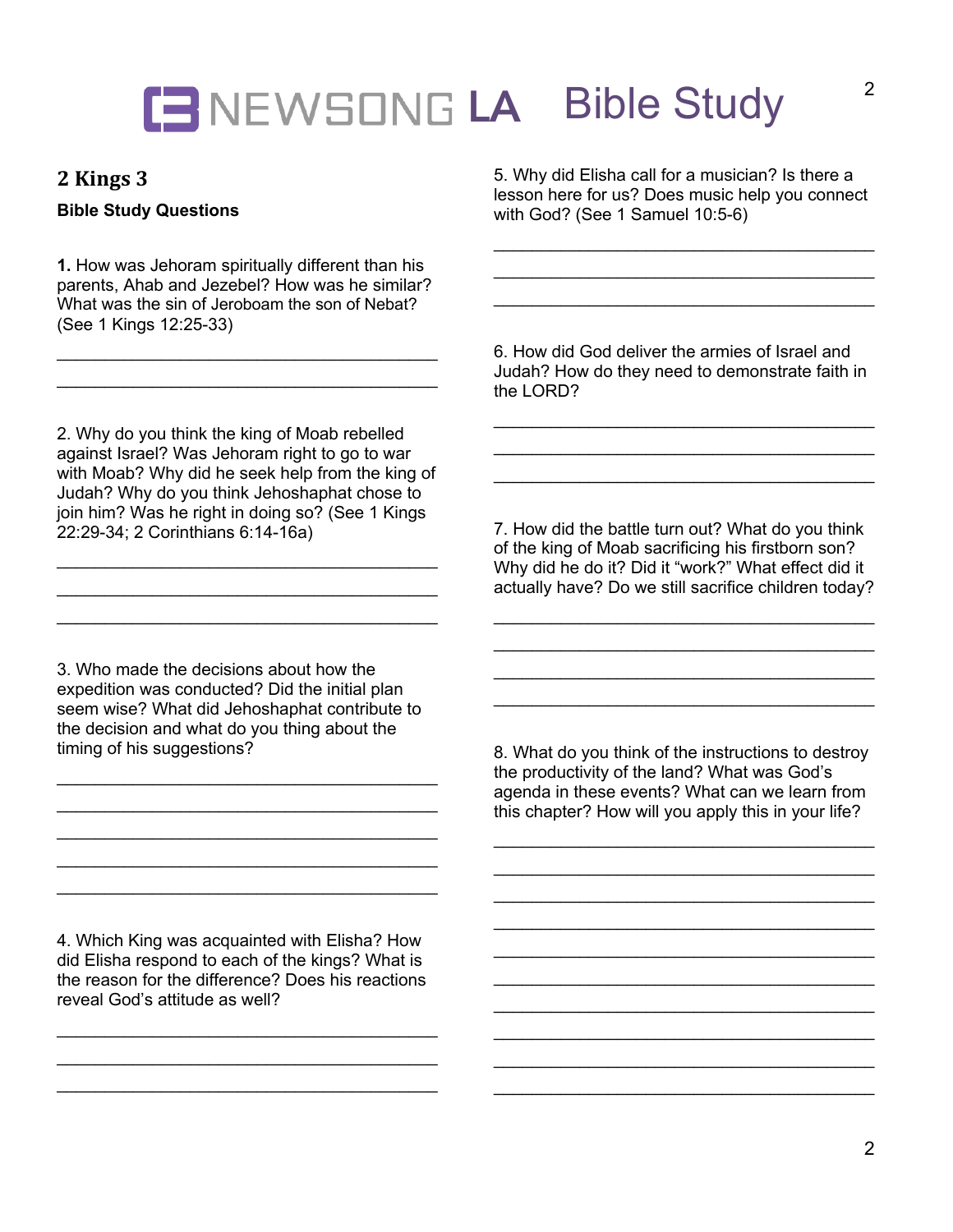# NEWSONG LA Bible Study

## 2 Kings 3

**Bible Study Questions**

**1.** How was Jehoram spiritually different than his parents, Ahab and Jezebel? How was he similar? What was the sin of Jeroboam the son of Nebat? (See 1 Kings 12:25-33)

_______________________________________

_______________________________________

2. Why do you think the king of Moab rebelled against Israel? Was Jehoram right to go to war with Moab? Why did he seek help from the king of Judah? Why do you think Jehoshaphat chose to join him? Was he right in doing so? (See 1 Kings 22:29-34; 2 Corinthians 6:14-16a)

_______________________________________

_______________________________________

_______________________________________

3. Who made the decisions about how the expedition was conducted? Did the initial plan seem wise? What did Jehoshaphat contribute to the decision and what do you thing about the timing of his suggestions?

_______________________________________

_______________________________________

_______________________________________

_______________________________________

_______________________________________

4. Which King was acquainted with Elisha? How did Elisha respond to each of the kings? What is the reason for the difference? Does his reactions reveal God's attitude as well?

_______________________________________

_______________________________________

_______________________________________

5. Why did Elisha call for a musician? Is there a lesson here for us? Does music help you connect with God? (See 1 Samuel 10:5-6)

_______________________________________

_______________________________________

_______________________________________

6. How did God deliver the armies of Israel and Judah? How do they need to demonstrate faith in the LORD?

_______________________________________

_______________________________________

_______________________________________

7. How did the battle turn out? What do you think of the king of Moab sacrificing his firstborn son? Why did he do it? Did it "work?" What effect did it actually have? Do we still sacrifice children today?

_______________________________________

_______________________________________

_______________________________________

_______________________________________

8. What do you think of the instructions to destroy the productivity of the land? What was God's agenda in these events? What can we learn from this chapter? How will you apply this in your life?

_______________________________________

_______________________________________

_______________________________________

_______________________________________

_______________________________________

_______________________________________

_______________________________________

_______________________________________

_______________________________________

_______________________________________